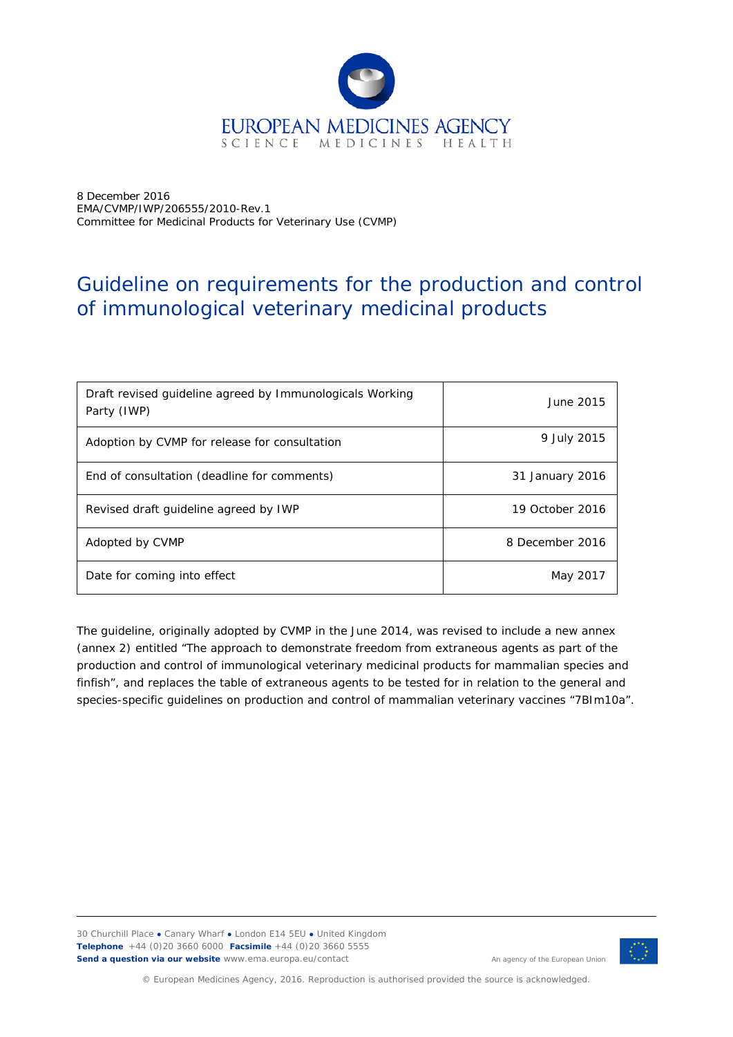8 December 2016
EMA/CVMP/IWP/206555/2010-Rev.1
Committee for Medicinal Products for Veterinary Use (CVMP)

# Guideline on requirements for the production and control of immunological veterinary medicinal products

| | |
|---|---|
| Draft revised guideline agreed by Immunologicals Working Party (IWP) | June 2015 |
| Adoption by CVMP for release for consultation | 9 July 2015 |
| End of consultation (deadline for comments) | 31 January 2016 |
| Revised draft guideline agreed by IWP | 19 October 2016 |
| Adopted by CVMP | 8 December 2016 |
| Date for coming into effect | May 2017 |

The guideline, originally adopted by CVMP in the June 2014, was revised to include a new annex (annex 2) entitled "The approach to demonstrate freedom from extraneous agents as part of the production and control of immunological veterinary medicinal products for mammalian species and finfish", and replaces the table of extraneous agents to be tested for in relation to the general and species-specific guidelines on production and control of mammalian veterinary vaccines "7BIm10a".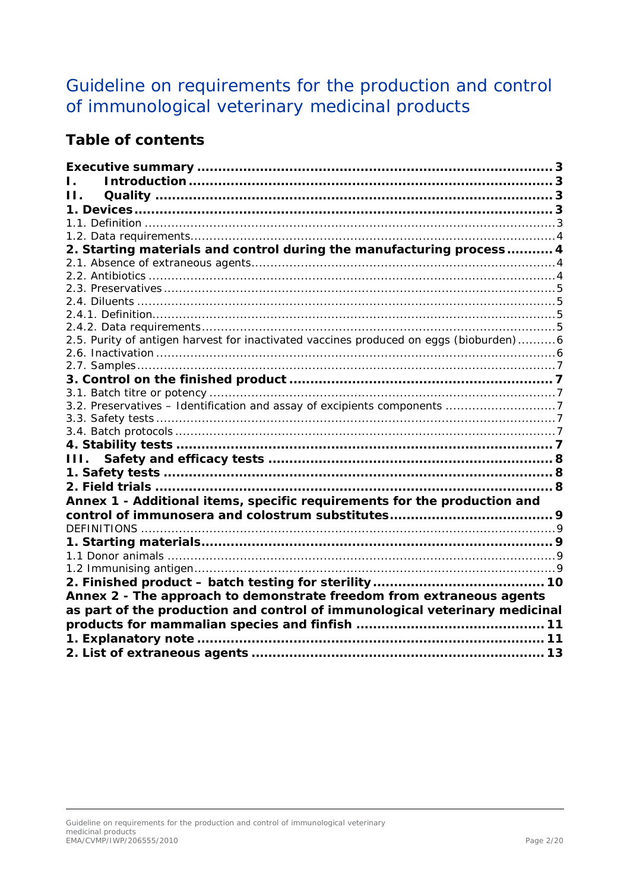# Guideline on requirements for the production and control of immunological veterinary medicinal products

## Table of contents

**Executive summary** ..................................................................... **3**
**I. Introduction** ..................................................................... **3**
**II. Quality** ..................................................................... **3**
**1. Devices** ..................................................................... **3**
1.1. Definition ..................................................................... 3
1.2. Data requirements ..................................................................... 4
**2. Starting materials and control during the manufacturing process** ........... **4**
2.1. Absence of extraneous agents ..................................................................... 4
2.2. Antibiotics ..................................................................... 4
2.3. Preservatives ..................................................................... 5
2.4. Diluents ..................................................................... 5
2.4.1. Definition ..................................................................... 5
2.4.2. Data requirements ..................................................................... 5
2.5. Purity of antigen harvest for inactivated vaccines produced on eggs (bioburden) .......... 6
2.6. Inactivation ..................................................................... 6
2.7. Samples ..................................................................... 7
**3. Control on the finished product** ..................................................................... **7**
3.1. Batch titre or potency ..................................................................... 7
3.2. Preservatives – Identification and assay of excipients components ..................................... 7
3.3. Safety tests ..................................................................... 7
3.4. Batch protocols ..................................................................... 7
**4. Stability tests** ..................................................................... **7**
**III. Safety and efficacy tests** ..................................................................... **8**
**1. Safety tests** ..................................................................... **8**
**2. Field trials** ..................................................................... **8**
**Annex 1 - Additional items, specific requirements for the production and control of immunosera and colostrum substitutes** ..................................... **9**
DEFINITIONS ..................................................................... 9
**1. Starting materials** ..................................................................... **9**
1.1 Donor animals ..................................................................... 9
1.2 Immunising antigen ..................................................................... 9
**2. Finished product – batch testing for sterility** ..................................... **10**
**Annex 2 - The approach to demonstrate freedom from extraneous agents as part of the production and control of immunological veterinary medicinal products for mammalian species and finfish** ..................................... **11**
**1. Explanatory note** ..................................................................... **11**
**2. List of extraneous agents** ..................................................................... **13**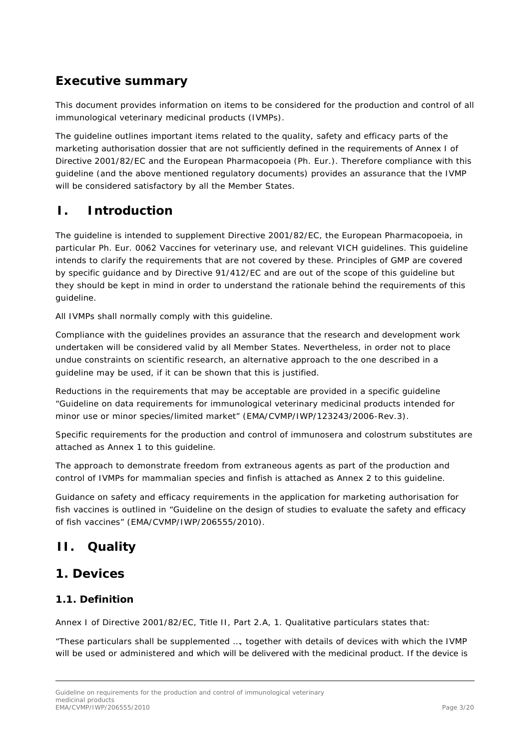## Executive summary

This document provides information on items to be considered for the production and control of all immunological veterinary medicinal products (IVMPs).

The guideline outlines important items related to the quality, safety and efficacy parts of the marketing authorisation dossier that are not sufficiently defined in the requirements of Annex I of Directive 2001/82/EC and the European Pharmacopoeia (Ph. Eur.). Therefore compliance with this guideline (and the above mentioned regulatory documents) provides an assurance that the IVMP will be considered satisfactory by all the Member States.

## I. Introduction

The guideline is intended to supplement Directive 2001/82/EC, the European Pharmacopoeia, in particular Ph. Eur. 0062 Vaccines for veterinary use, and relevant VICH guidelines. This guideline intends to clarify the requirements that are not covered by these. Principles of GMP are covered by specific guidance and by Directive 91/412/EC and are out of the scope of this guideline but they should be kept in mind in order to understand the rationale behind the requirements of this guideline.

All IVMPs shall normally comply with this guideline.

Compliance with the guidelines provides an assurance that the research and development work undertaken will be considered valid by all Member States. Nevertheless, in order not to place undue constraints on scientific research, an alternative approach to the one described in a guideline may be used, if it can be shown that this is justified.

Reductions in the requirements that may be acceptable are provided in a specific guideline "Guideline on data requirements for immunological veterinary medicinal products intended for minor use or minor species/limited market" (EMA/CVMP/IWP/123243/2006-Rev.3).

Specific requirements for the production and control of immunosera and colostrum substitutes are attached as Annex 1 to this guideline.

The approach to demonstrate freedom from extraneous agents as part of the production and control of IVMPs for mammalian species and finfish is attached as Annex 2 to this guideline.

Guidance on safety and efficacy requirements in the application for marketing authorisation for fish vaccines is outlined in "Guideline on the design of studies to evaluate the safety and efficacy of fish vaccines" (EMA/CVMP/IWP/206555/2010).

## II. Quality

## 1. Devices

### 1.1. Definition

Annex I of Directive 2001/82/EC, Title II, Part 2.A, 1. Qualitative particulars states that:

"These particulars shall be supplemented …, together with details of devices with which the IVMP will be used or administered and which will be delivered with the medicinal product. If the device is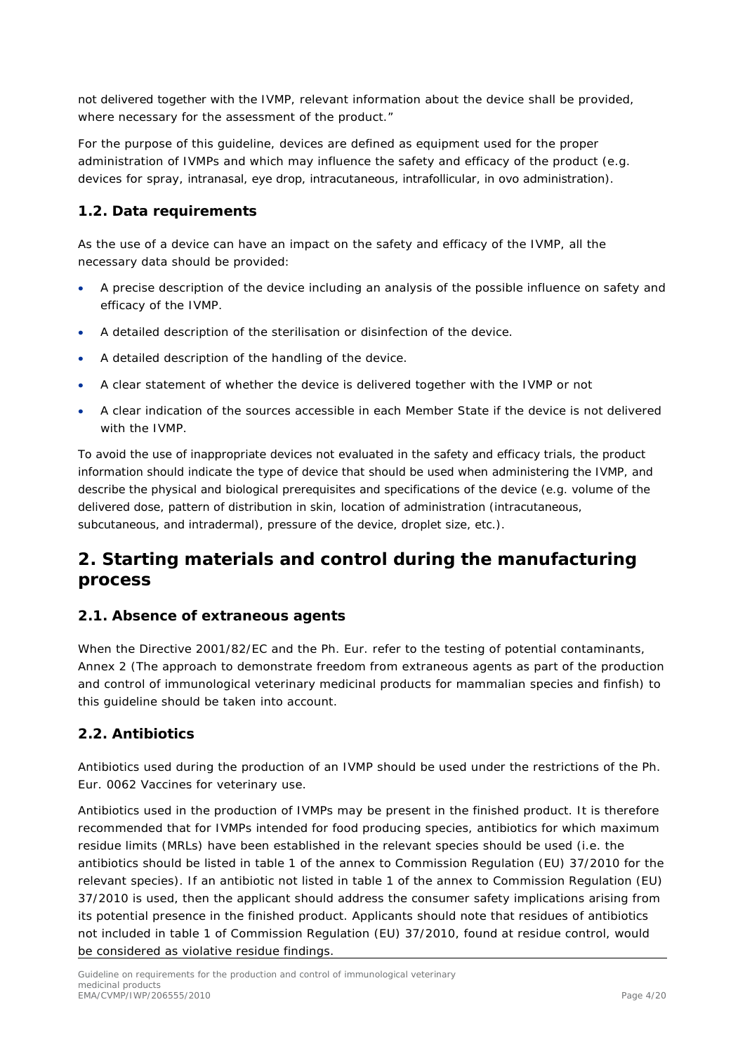not delivered together with the IVMP, relevant information about the device shall be provided, where necessary for the assessment of the product."

For the purpose of this guideline, devices are defined as equipment used for the proper administration of IVMPs and which may influence the safety and efficacy of the product (e.g. devices for spray, intranasal, eye drop, intracutaneous, intrafollicular, in ovo administration).

### 1.2. Data requirements

As the use of a device can have an impact on the safety and efficacy of the IVMP, all the necessary data should be provided:

- A precise description of the device including an analysis of the possible influence on safety and efficacy of the IVMP.
- A detailed description of the sterilisation or disinfection of the device.
- A detailed description of the handling of the device.
- A clear statement of whether the device is delivered together with the IVMP or not
- A clear indication of the sources accessible in each Member State if the device is not delivered with the IVMP.

To avoid the use of inappropriate devices not evaluated in the safety and efficacy trials, the product information should indicate the type of device that should be used when administering the IVMP, and describe the physical and biological prerequisites and specifications of the device (e.g. volume of the delivered dose, pattern of distribution in skin, location of administration (intracutaneous, subcutaneous, and intradermal), pressure of the device, droplet size, etc.).

## 2. Starting materials and control during the manufacturing process

### 2.1. Absence of extraneous agents

When the Directive 2001/82/EC and the Ph. Eur. refer to the testing of potential contaminants, Annex 2 (The approach to demonstrate freedom from extraneous agents as part of the production and control of immunological veterinary medicinal products for mammalian species and finfish) to this guideline should be taken into account.

### 2.2. Antibiotics

Antibiotics used during the production of an IVMP should be used under the restrictions of the Ph. Eur. 0062 Vaccines for veterinary use.

Antibiotics used in the production of IVMPs may be present in the finished product. It is therefore recommended that for IVMPs intended for food producing species, antibiotics for which maximum residue limits (MRLs) have been established in the relevant species should be used (i.e. the antibiotics should be listed in table 1 of the annex to Commission Regulation (EU) 37/2010 for the relevant species). If an antibiotic not listed in table 1 of the annex to Commission Regulation (EU) 37/2010 is used, then the applicant should address the consumer safety implications arising from its potential presence in the finished product. Applicants should note that residues of antibiotics not included in table 1 of Commission Regulation (EU) 37/2010, found at residue control, would be considered as violative residue findings.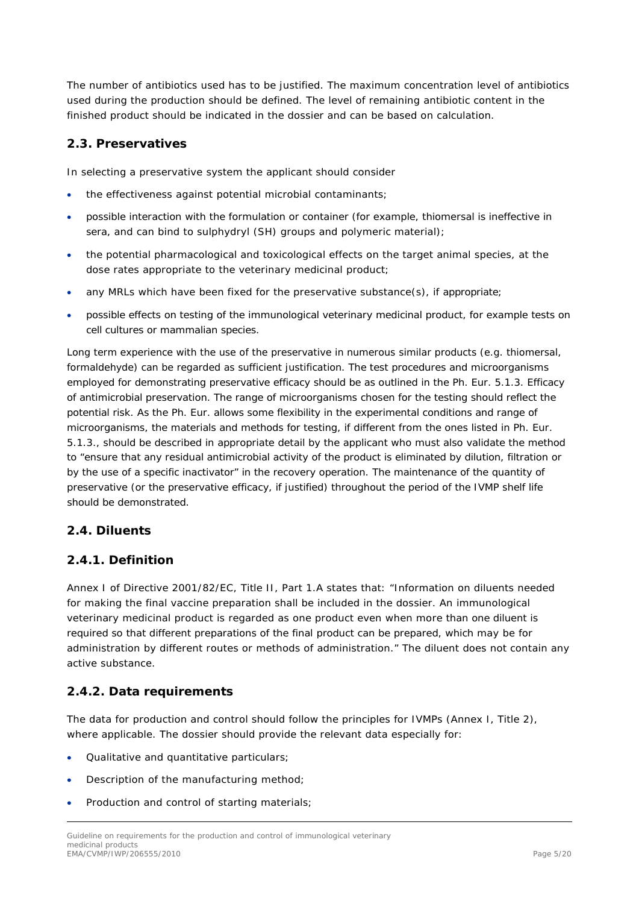The number of antibiotics used has to be justified. The maximum concentration level of antibiotics used during the production should be defined. The level of remaining antibiotic content in the finished product should be indicated in the dossier and can be based on calculation.

## 2.3. Preservatives

In selecting a preservative system the applicant should consider

- the effectiveness against potential microbial contaminants;
- possible interaction with the formulation or container (for example, thiomersal is ineffective in sera, and can bind to sulphydryl (SH) groups and polymeric material);
- the potential pharmacological and toxicological effects on the target animal species, at the dose rates appropriate to the veterinary medicinal product;
- any MRLs which have been fixed for the preservative substance(s), if appropriate;
- possible effects on testing of the immunological veterinary medicinal product, for example tests on cell cultures or mammalian species.

Long term experience with the use of the preservative in numerous similar products (e.g. thiomersal, formaldehyde) can be regarded as sufficient justification. The test procedures and microorganisms employed for demonstrating preservative efficacy should be as outlined in the Ph. Eur. 5.1.3. Efficacy of antimicrobial preservation. The range of microorganisms chosen for the testing should reflect the potential risk. As the Ph. Eur. allows some flexibility in the experimental conditions and range of microorganisms, the materials and methods for testing, if different from the ones listed in Ph. Eur. 5.1.3., should be described in appropriate detail by the applicant who must also validate the method to "ensure that any residual antimicrobial activity of the product is eliminated by dilution, filtration or by the use of a specific inactivator" in the recovery operation. The maintenance of the quantity of preservative (or the preservative efficacy, if justified) throughout the period of the IVMP shelf life should be demonstrated.

## 2.4. Diluents

### 2.4.1. Definition

Annex I of Directive 2001/82/EC, Title II, Part 1.A states that: "Information on diluents needed for making the final vaccine preparation shall be included in the dossier. An immunological veterinary medicinal product is regarded as one product even when more than one diluent is required so that different preparations of the final product can be prepared, which may be for administration by different routes or methods of administration." The diluent does not contain any active substance.

### 2.4.2. Data requirements

The data for production and control should follow the principles for IVMPs (Annex I, Title 2), where applicable. The dossier should provide the relevant data especially for:

- Qualitative and quantitative particulars;
- Description of the manufacturing method;
- Production and control of starting materials;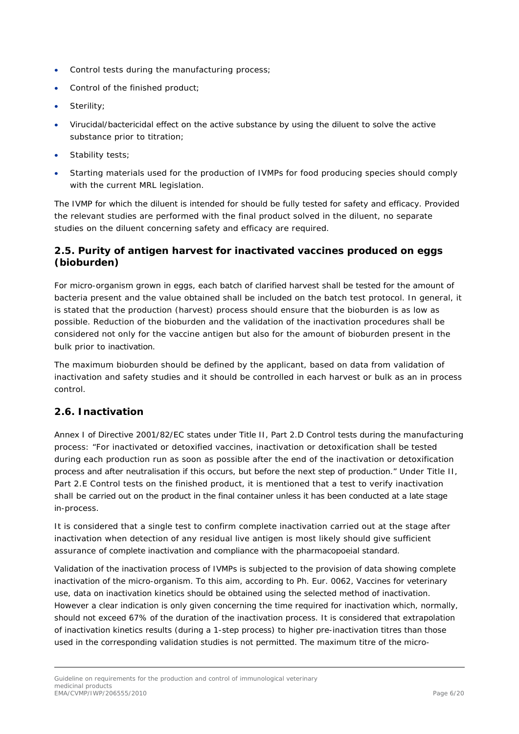- Control tests during the manufacturing process;
- Control of the finished product;
- Sterility;
- Virucidal/bactericidal effect on the active substance by using the diluent to solve the active substance prior to titration;
- Stability tests;
- Starting materials used for the production of IVMPs for food producing species should comply with the current MRL legislation.

The IVMP for which the diluent is intended for should be fully tested for safety and efficacy. Provided the relevant studies are performed with the final product solved in the diluent, no separate studies on the diluent concerning safety and efficacy are required.

## 2.5. Purity of antigen harvest for inactivated vaccines produced on eggs (bioburden)

For micro-organism grown in eggs, each batch of clarified harvest shall be tested for the amount of bacteria present and the value obtained shall be included on the batch test protocol. In general, it is stated that the production (harvest) process should ensure that the bioburden is as low as possible. Reduction of the bioburden and the validation of the inactivation procedures shall be considered not only for the vaccine antigen but also for the amount of bioburden present in the bulk prior to inactivation.

The maximum bioburden should be defined by the applicant, based on data from validation of inactivation and safety studies and it should be controlled in each harvest or bulk as an in process control.

## 2.6. Inactivation

Annex I of Directive 2001/82/EC states under Title II, Part 2.D Control tests during the manufacturing process: "For inactivated or detoxified vaccines, inactivation or detoxification shall be tested during each production run as soon as possible after the end of the inactivation or detoxification process and after neutralisation if this occurs, but before the next step of production." Under Title II, Part 2.E Control tests on the finished product, it is mentioned that a test to verify inactivation shall be carried out on the product in the final container unless it has been conducted at a late stage in-process.

It is considered that a single test to confirm complete inactivation carried out at the stage after inactivation when detection of any residual live antigen is most likely should give sufficient assurance of complete inactivation and compliance with the pharmacopoeial standard.

Validation of the inactivation process of IVMPs is subjected to the provision of data showing complete inactivation of the micro-organism. To this aim, according to Ph. Eur. 0062, Vaccines for veterinary use, data on inactivation kinetics should be obtained using the selected method of inactivation. However a clear indication is only given concerning the time required for inactivation which, normally, should not exceed 67% of the duration of the inactivation process. It is considered that extrapolation of inactivation kinetics results (during a 1-step process) to higher pre-inactivation titres than those used in the corresponding validation studies is not permitted. The maximum titre of the micro-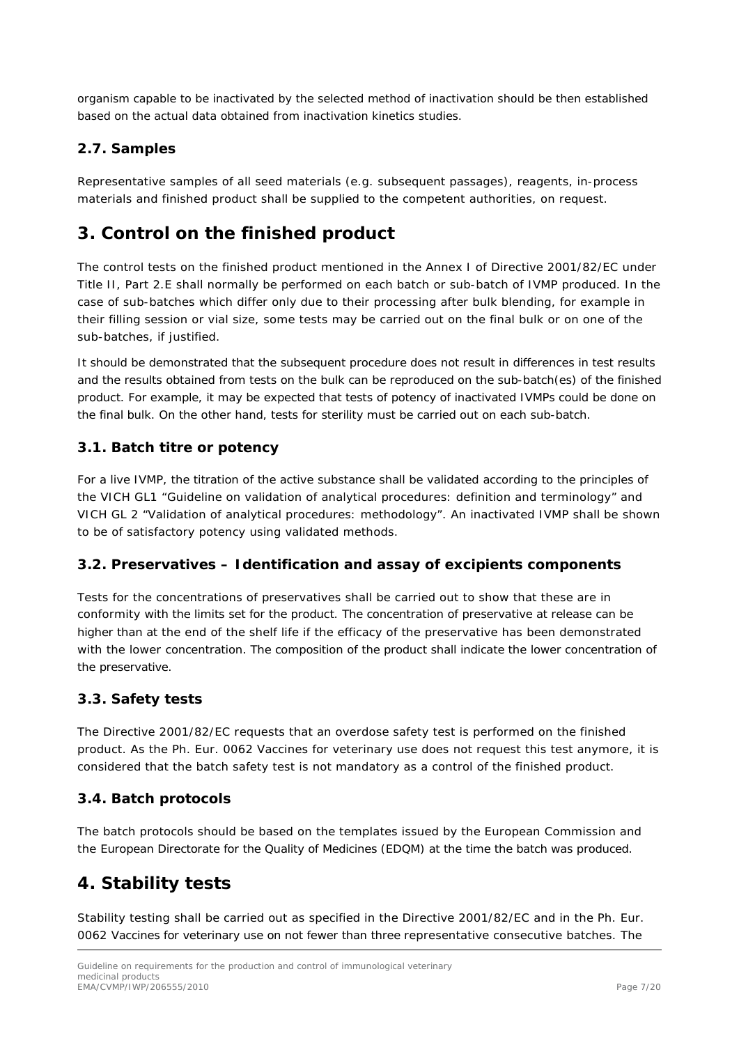organism capable to be inactivated by the selected method of inactivation should be then established based on the actual data obtained from inactivation kinetics studies.

### 2.7. Samples

Representative samples of all seed materials (e.g. subsequent passages), reagents, in-process materials and finished product shall be supplied to the competent authorities, on request.

## 3. Control on the finished product

The control tests on the finished product mentioned in the Annex I of Directive 2001/82/EC under Title II, Part 2.E shall normally be performed on each batch or sub-batch of IVMP produced. In the case of sub-batches which differ only due to their processing after bulk blending, for example in their filling session or vial size, some tests may be carried out on the final bulk or on one of the sub-batches, if justified.

It should be demonstrated that the subsequent procedure does not result in differences in test results and the results obtained from tests on the bulk can be reproduced on the sub-batch(es) of the finished product. For example, it may be expected that tests of potency of inactivated IVMPs could be done on the final bulk. On the other hand, tests for sterility must be carried out on each sub-batch.

### 3.1. Batch titre or potency

For a live IVMP, the titration of the active substance shall be validated according to the principles of the VICH GL1 "Guideline on validation of analytical procedures: definition and terminology" and VICH GL 2 "Validation of analytical procedures: methodology". An inactivated IVMP shall be shown to be of satisfactory potency using validated methods.

### 3.2. Preservatives – Identification and assay of excipients components

Tests for the concentrations of preservatives shall be carried out to show that these are in conformity with the limits set for the product. The concentration of preservative at release can be higher than at the end of the shelf life if the efficacy of the preservative has been demonstrated with the lower concentration. The composition of the product shall indicate the lower concentration of the preservative.

### 3.3. Safety tests

The Directive 2001/82/EC requests that an overdose safety test is performed on the finished product. As the Ph. Eur. 0062 Vaccines for veterinary use does not request this test anymore, it is considered that the batch safety test is not mandatory as a control of the finished product.

### 3.4. Batch protocols

The batch protocols should be based on the templates issued by the European Commission and the European Directorate for the Quality of Medicines (EDQM) at the time the batch was produced.

## 4. Stability tests

Stability testing shall be carried out as specified in the Directive 2001/82/EC and in the Ph. Eur. 0062 Vaccines for veterinary use on not fewer than three representative consecutive batches. The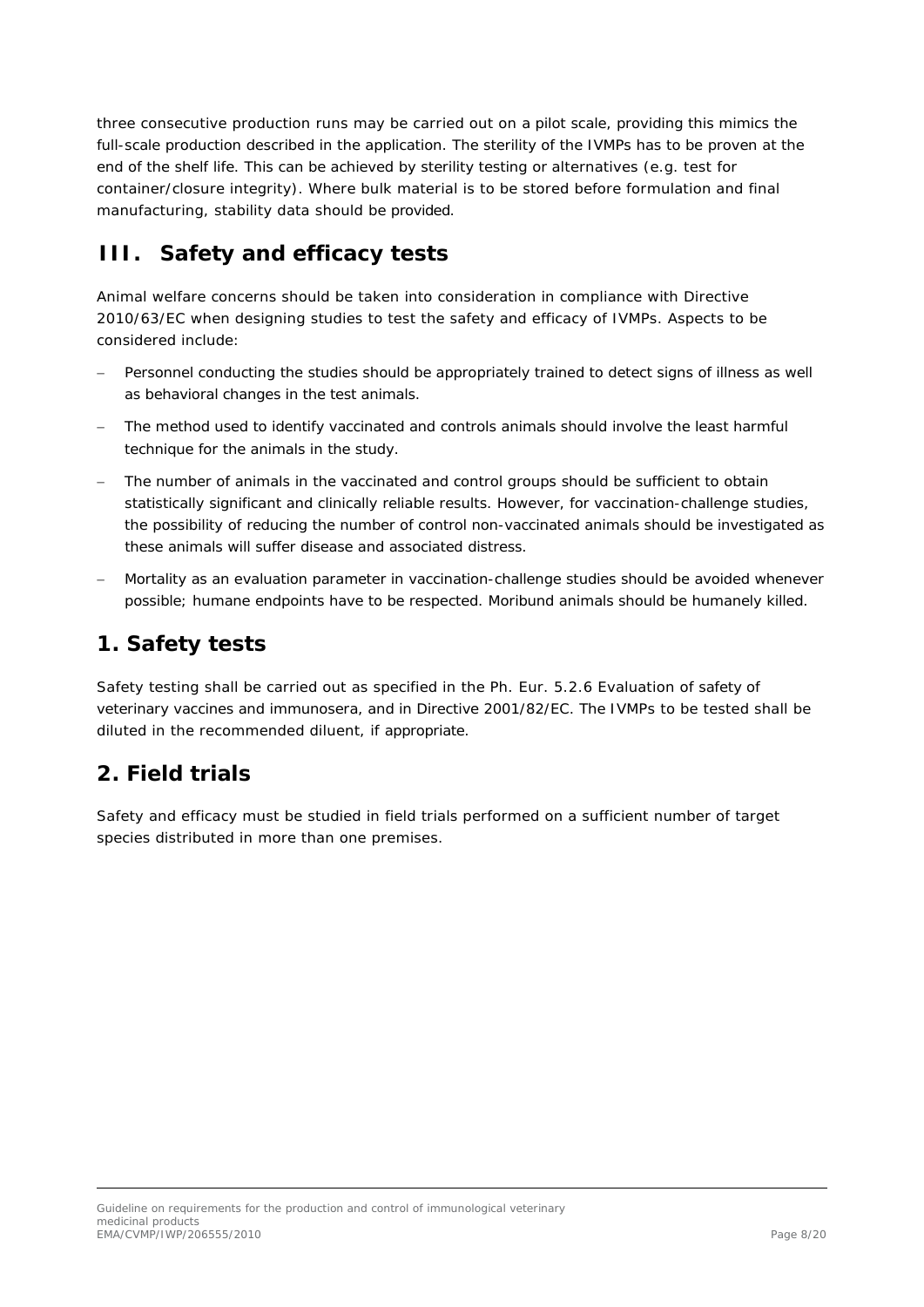three consecutive production runs may be carried out on a pilot scale, providing this mimics the full-scale production described in the application. The sterility of the IVMPs has to be proven at the end of the shelf life. This can be achieved by sterility testing or alternatives (e.g. test for container/closure integrity). Where bulk material is to be stored before formulation and final manufacturing, stability data should be provided.

# III. Safety and efficacy tests

Animal welfare concerns should be taken into consideration in compliance with Directive 2010/63/EC when designing studies to test the safety and efficacy of IVMPs. Aspects to be considered include:

- Personnel conducting the studies should be appropriately trained to detect signs of illness as well as behavioral changes in the test animals.
- The method used to identify vaccinated and controls animals should involve the least harmful technique for the animals in the study.
- The number of animals in the vaccinated and control groups should be sufficient to obtain statistically significant and clinically reliable results. However, for vaccination-challenge studies, the possibility of reducing the number of control non-vaccinated animals should be investigated as these animals will suffer disease and associated distress.
- Mortality as an evaluation parameter in vaccination-challenge studies should be avoided whenever possible; humane endpoints have to be respected. Moribund animals should be humanely killed.

## 1. Safety tests

Safety testing shall be carried out as specified in the Ph. Eur. 5.2.6 Evaluation of safety of veterinary vaccines and immunosera, and in Directive 2001/82/EC. The IVMPs to be tested shall be diluted in the recommended diluent, if appropriate.

## 2. Field trials

Safety and efficacy must be studied in field trials performed on a sufficient number of target species distributed in more than one premises.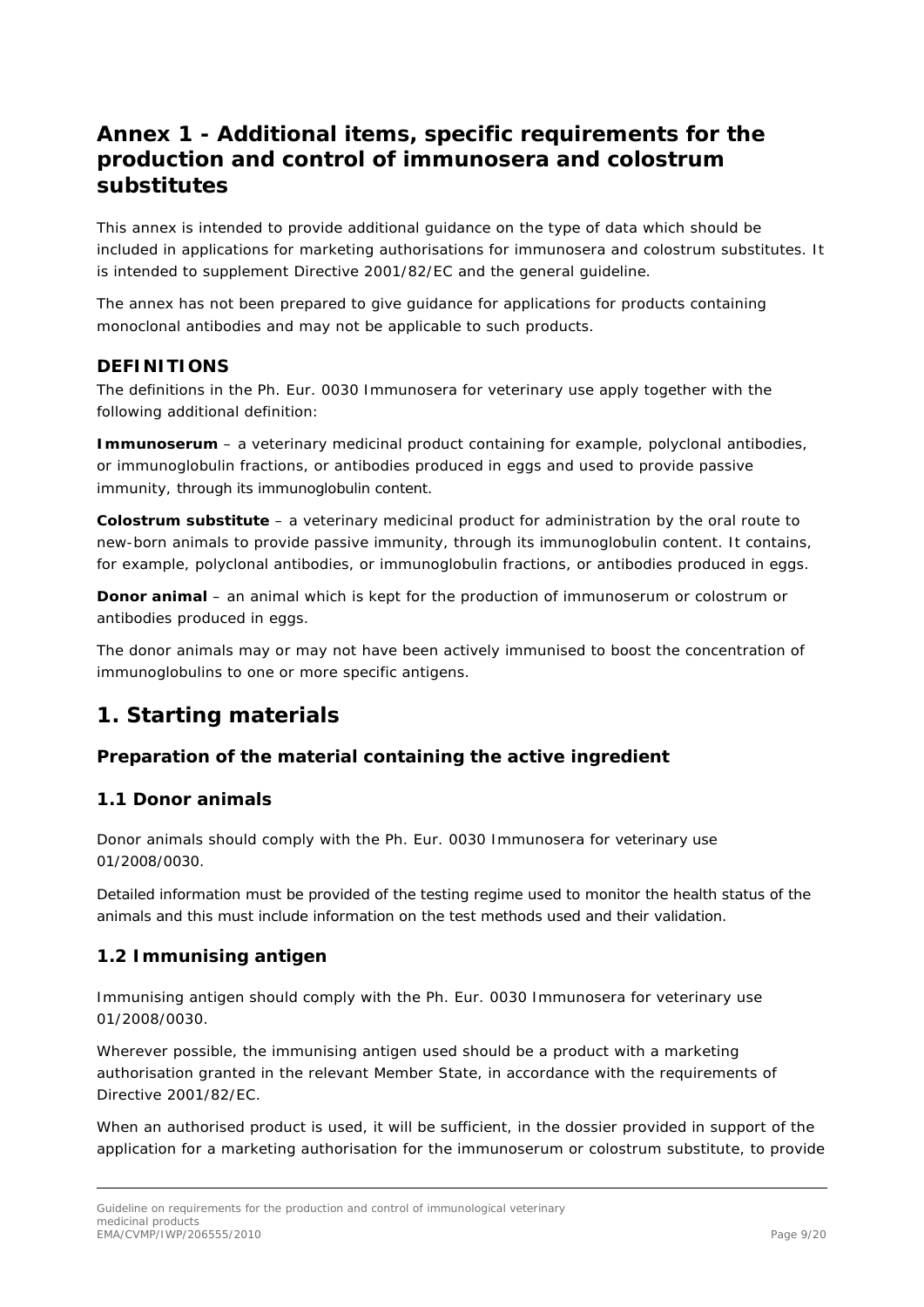# Annex 1 - Additional items, specific requirements for the production and control of immunosera and colostrum substitutes

This annex is intended to provide additional guidance on the type of data which should be included in applications for marketing authorisations for immunosera and colostrum substitutes. It is intended to supplement Directive 2001/82/EC and the general guideline.

The annex has not been prepared to give guidance for applications for products containing monoclonal antibodies and may not be applicable to such products.

### DEFINITIONS

The definitions in the Ph. Eur. 0030 Immunosera for veterinary use apply together with the following additional definition:

**Immunoserum** – a veterinary medicinal product containing for example, polyclonal antibodies, or immunoglobulin fractions, or antibodies produced in eggs and used to provide passive immunity, through its immunoglobulin content.

**Colostrum substitute** – a veterinary medicinal product for administration by the oral route to new-born animals to provide passive immunity, through its immunoglobulin content. It contains, for example, polyclonal antibodies, or immunoglobulin fractions, or antibodies produced in eggs.

**Donor animal** – an animal which is kept for the production of immunoserum or colostrum or antibodies produced in eggs.

The donor animals may or may not have been actively immunised to boost the concentration of immunoglobulins to one or more specific antigens.

# 1. Starting materials

### Preparation of the material containing the active ingredient

### 1.1 Donor animals

Donor animals should comply with the Ph. Eur. 0030 Immunosera for veterinary use 01/2008/0030.

Detailed information must be provided of the testing regime used to monitor the health status of the animals and this must include information on the test methods used and their validation.

### 1.2 Immunising antigen

Immunising antigen should comply with the Ph. Eur. 0030 Immunosera for veterinary use 01/2008/0030.

Wherever possible, the immunising antigen used should be a product with a marketing authorisation granted in the relevant Member State, in accordance with the requirements of Directive 2001/82/EC.

When an authorised product is used, it will be sufficient, in the dossier provided in support of the application for a marketing authorisation for the immunoserum or colostrum substitute, to provide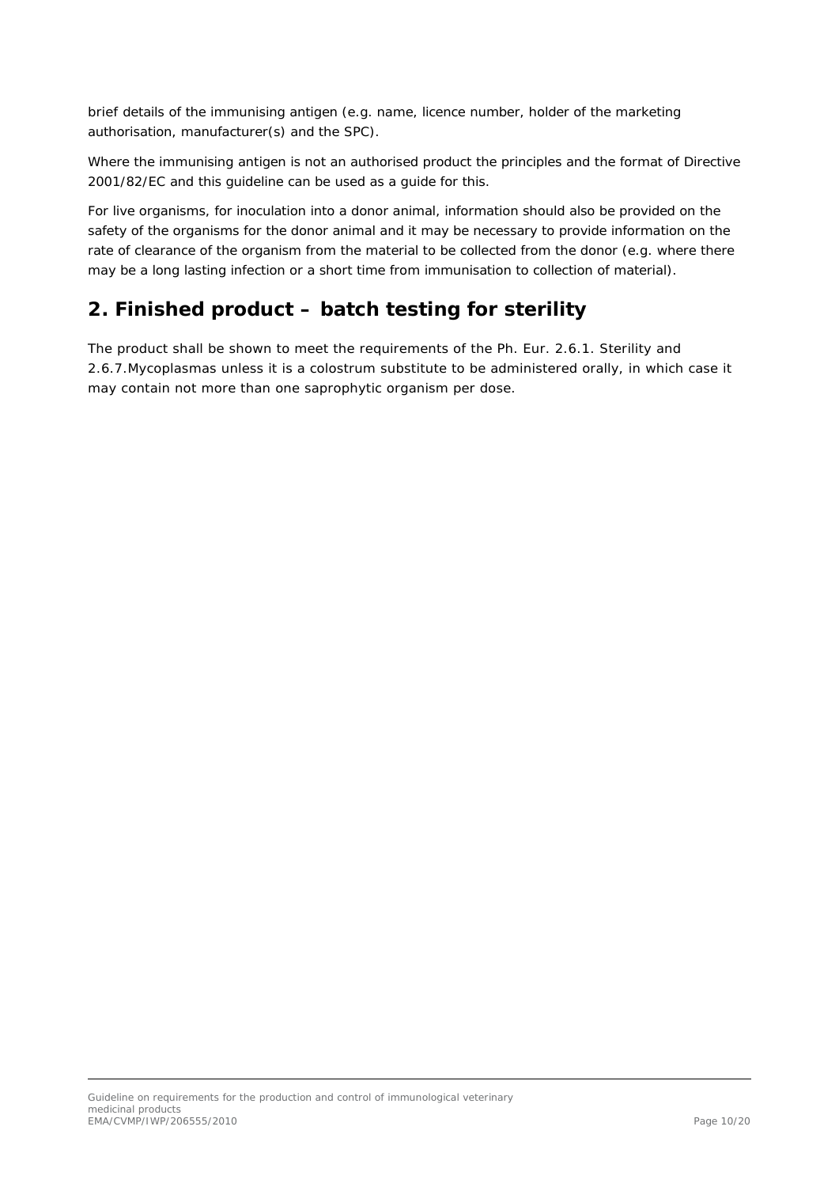brief details of the immunising antigen (e.g. name, licence number, holder of the marketing authorisation, manufacturer(s) and the SPC).

Where the immunising antigen is not an authorised product the principles and the format of Directive 2001/82/EC and this guideline can be used as a guide for this.

For live organisms, for inoculation into a donor animal, information should also be provided on the safety of the organisms for the donor animal and it may be necessary to provide information on the rate of clearance of the organism from the material to be collected from the donor (e.g. where there may be a long lasting infection or a short time from immunisation to collection of material).

## 2. Finished product – batch testing for sterility

The product shall be shown to meet the requirements of the Ph. Eur. 2.6.1. Sterility and 2.6.7.Mycoplasmas unless it is a colostrum substitute to be administered orally, in which case it may contain not more than one saprophytic organism per dose.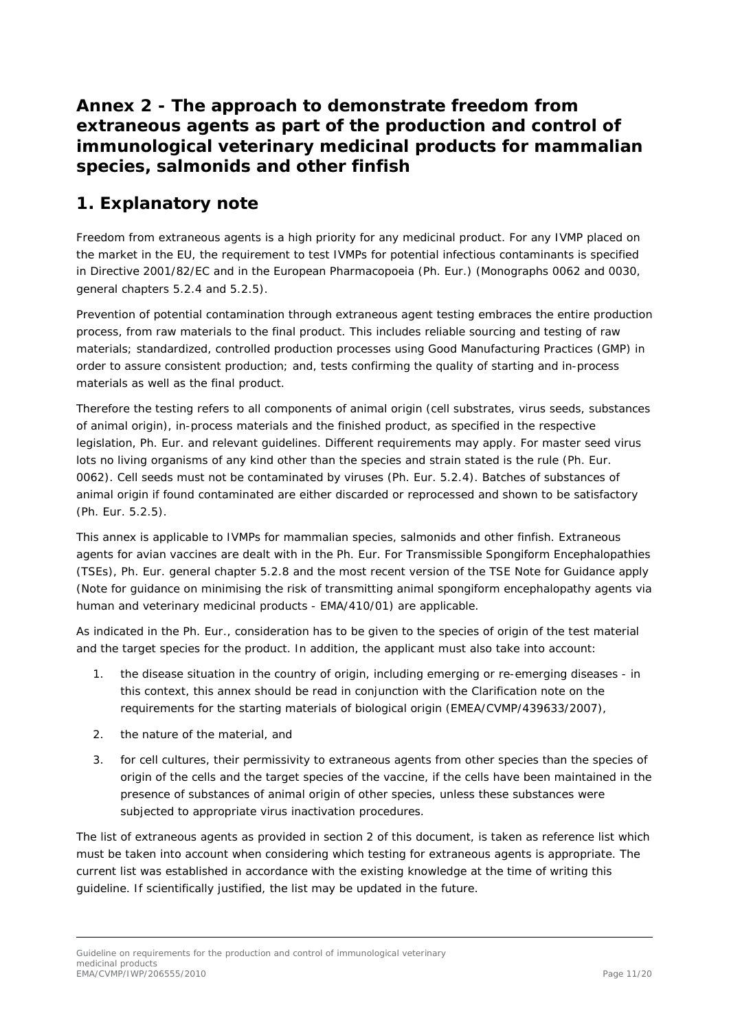# Annex 2 - The approach to demonstrate freedom from extraneous agents as part of the production and control of immunological veterinary medicinal products for mammalian species, salmonids and other finfish

## 1. Explanatory note

Freedom from extraneous agents is a high priority for any medicinal product. For any IVMP placed on the market in the EU, the requirement to test IVMPs for potential infectious contaminants is specified in Directive 2001/82/EC and in the European Pharmacopoeia (Ph. Eur.) (Monographs 0062 and 0030, general chapters 5.2.4 and 5.2.5).

Prevention of potential contamination through extraneous agent testing embraces the entire production process, from raw materials to the final product. This includes reliable sourcing and testing of raw materials; standardized, controlled production processes using Good Manufacturing Practices (GMP) in order to assure consistent production; and, tests confirming the quality of starting and in-process materials as well as the final product.

Therefore the testing refers to all components of animal origin (cell substrates, virus seeds, substances of animal origin), in-process materials and the finished product, as specified in the respective legislation, Ph. Eur. and relevant guidelines. Different requirements may apply. For master seed virus lots no living organisms of any kind other than the species and strain stated is the rule (Ph. Eur. 0062). Cell seeds must not be contaminated by viruses (Ph. Eur. 5.2.4). Batches of substances of animal origin if found contaminated are either discarded or reprocessed and shown to be satisfactory (Ph. Eur. 5.2.5).

This annex is applicable to IVMPs for mammalian species, salmonids and other finfish. Extraneous agents for avian vaccines are dealt with in the Ph. Eur. For Transmissible Spongiform Encephalopathies (TSEs), Ph. Eur. general chapter 5.2.8 and the most recent version of the TSE Note for Guidance apply (Note for guidance on minimising the risk of transmitting animal spongiform encephalopathy agents via human and veterinary medicinal products - EMA/410/01) are applicable.

As indicated in the Ph. Eur., consideration has to be given to the species of origin of the test material and the target species for the product. In addition, the applicant must also take into account:

1. the disease situation in the country of origin, including emerging or re-emerging diseases - in this context, this annex should be read in conjunction with the Clarification note on the requirements for the starting materials of biological origin (EMEA/CVMP/439633/2007),
2. the nature of the material, and
3. for cell cultures, their permissivity to extraneous agents from other species than the species of origin of the cells and the target species of the vaccine, if the cells have been maintained in the presence of substances of animal origin of other species, unless these substances were subjected to appropriate virus inactivation procedures.

The list of extraneous agents as provided in section 2 of this document, is taken as reference list which must be taken into account when considering which testing for extraneous agents is appropriate. The current list was established in accordance with the existing knowledge at the time of writing this guideline. If scientifically justified, the list may be updated in the future.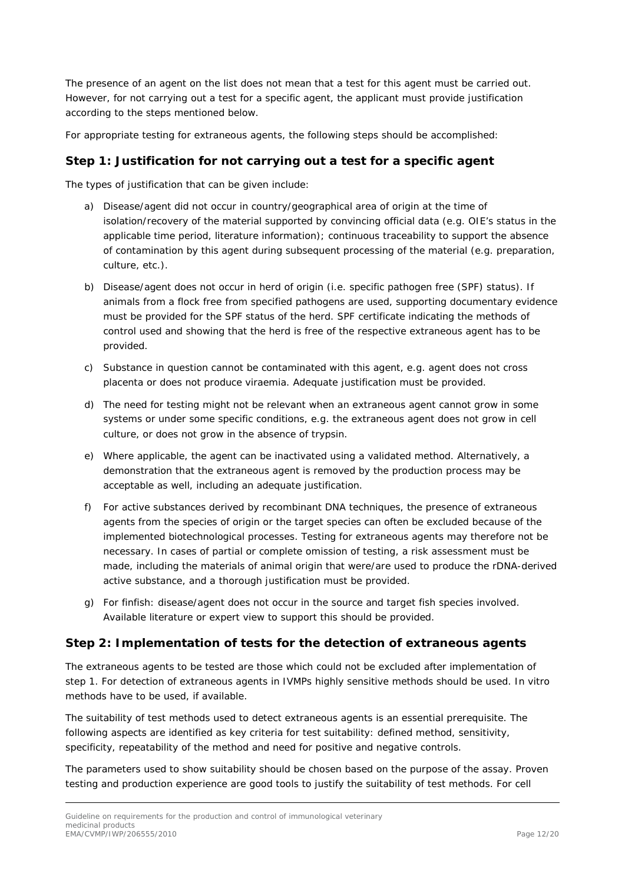The presence of an agent on the list does not mean that a test for this agent must be carried out. However, for not carrying out a test for a specific agent, the applicant must provide justification according to the steps mentioned below.

For appropriate testing for extraneous agents, the following steps should be accomplished:

## Step 1: Justification for not carrying out a test for a specific agent

The types of justification that can be given include:

a) Disease/agent did not occur in country/geographical area of origin at the time of isolation/recovery of the material supported by convincing official data (e.g. OIE's status in the applicable time period, literature information); continuous traceability to support the absence of contamination by this agent during subsequent processing of the material (e.g. preparation, culture, etc.).

b) Disease/agent does not occur in herd of origin (i.e. specific pathogen free (SPF) status). If animals from a flock free from specified pathogens are used, supporting documentary evidence must be provided for the SPF status of the herd. SPF certificate indicating the methods of control used and showing that the herd is free of the respective extraneous agent has to be provided.

c) Substance in question cannot be contaminated with this agent, e.g. agent does not cross placenta or does not produce viraemia. Adequate justification must be provided.

d) The need for testing might not be relevant when an extraneous agent cannot grow in some systems or under some specific conditions, e.g. the extraneous agent does not grow in cell culture, or does not grow in the absence of trypsin.

e) Where applicable, the agent can be inactivated using a validated method. Alternatively, a demonstration that the extraneous agent is removed by the production process may be acceptable as well, including an adequate justification.

f) For active substances derived by recombinant DNA techniques, the presence of extraneous agents from the species of origin or the target species can often be excluded because of the implemented biotechnological processes. Testing for extraneous agents may therefore not be necessary. In cases of partial or complete omission of testing, a risk assessment must be made, including the materials of animal origin that were/are used to produce the rDNA-derived active substance, and a thorough justification must be provided.

g) For finfish: disease/agent does not occur in the source and target fish species involved. Available literature or expert view to support this should be provided.

## Step 2: Implementation of tests for the detection of extraneous agents

The extraneous agents to be tested are those which could not be excluded after implementation of step 1. For detection of extraneous agents in IVMPs highly sensitive methods should be used. In vitro methods have to be used, if available.

The suitability of test methods used to detect extraneous agents is an essential prerequisite. The following aspects are identified as key criteria for test suitability: defined method, sensitivity, specificity, repeatability of the method and need for positive and negative controls.

The parameters used to show suitability should be chosen based on the purpose of the assay. Proven testing and production experience are good tools to justify the suitability of test methods. For cell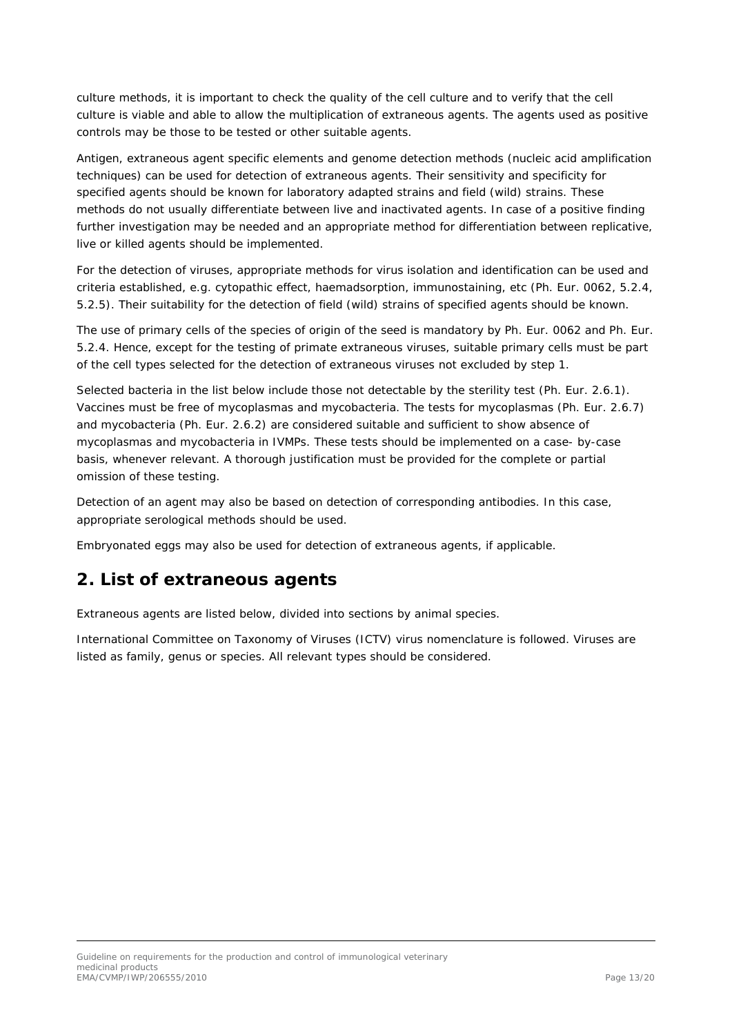culture methods, it is important to check the quality of the cell culture and to verify that the cell culture is viable and able to allow the multiplication of extraneous agents. The agents used as positive controls may be those to be tested or other suitable agents.

Antigen, extraneous agent specific elements and genome detection methods (nucleic acid amplification techniques) can be used for detection of extraneous agents. Their sensitivity and specificity for specified agents should be known for laboratory adapted strains and field (wild) strains. These methods do not usually differentiate between live and inactivated agents. In case of a positive finding further investigation may be needed and an appropriate method for differentiation between replicative, live or killed agents should be implemented.

For the detection of viruses, appropriate methods for virus isolation and identification can be used and criteria established, e.g. cytopathic effect, haemadsorption, immunostaining, etc (Ph. Eur. 0062, 5.2.4, 5.2.5). Their suitability for the detection of field (wild) strains of specified agents should be known.

The use of primary cells of the species of origin of the seed is mandatory by Ph. Eur. 0062 and Ph. Eur. 5.2.4. Hence, except for the testing of primate extraneous viruses, suitable primary cells must be part of the cell types selected for the detection of extraneous viruses not excluded by step 1.

Selected bacteria in the list below include those not detectable by the sterility test (Ph. Eur. 2.6.1). Vaccines must be free of mycoplasmas and mycobacteria. The tests for mycoplasmas (Ph. Eur. 2.6.7) and mycobacteria (Ph. Eur. 2.6.2) are considered suitable and sufficient to show absence of mycoplasmas and mycobacteria in IVMPs. These tests should be implemented on a case- by-case basis, whenever relevant. A thorough justification must be provided for the complete or partial omission of these testing.

Detection of an agent may also be based on detection of corresponding antibodies. In this case, appropriate serological methods should be used.

Embryonated eggs may also be used for detection of extraneous agents, if applicable.

## 2. List of extraneous agents

Extraneous agents are listed below, divided into sections by animal species.

International Committee on Taxonomy of Viruses (ICTV) virus nomenclature is followed. Viruses are listed as family, genus or species. All relevant types should be considered.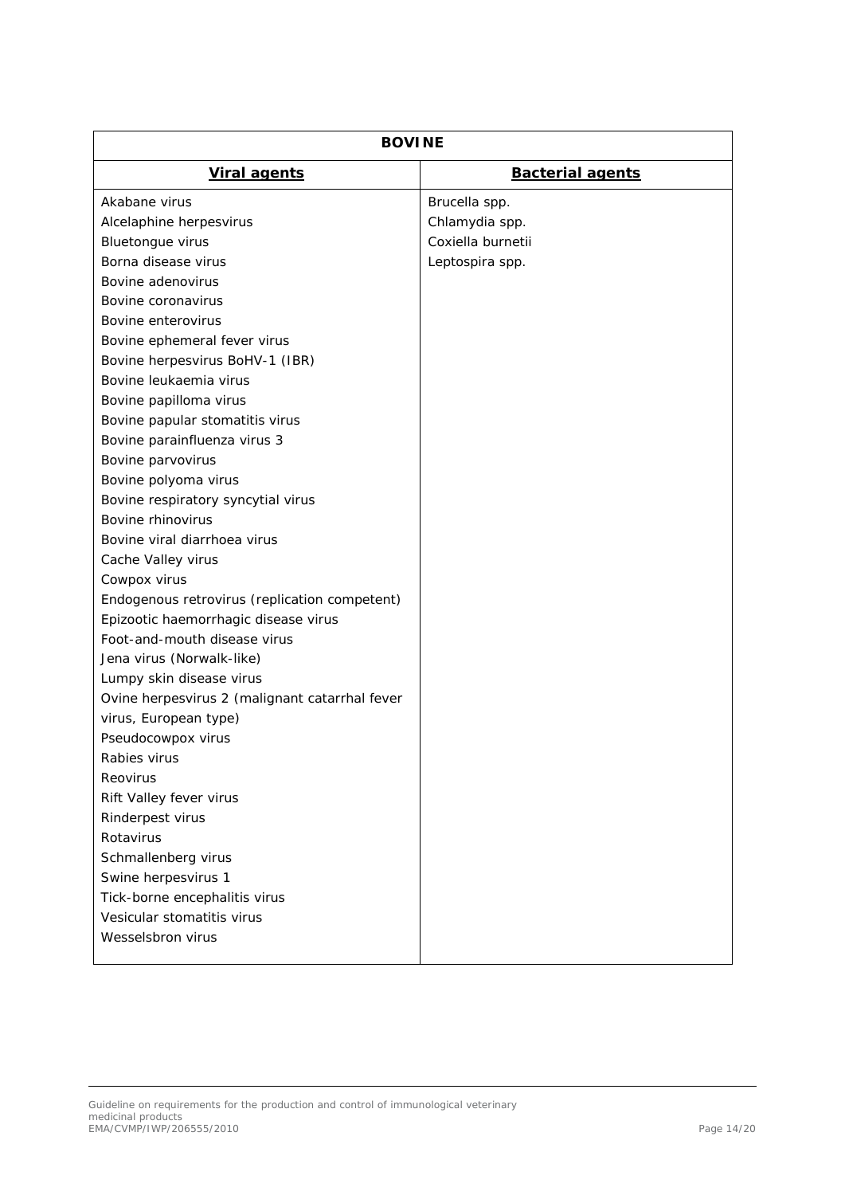| BOVINE | |
|---|---|
| **Viral agents** | **Bacterial agents** |
| Akabane virus | Brucella spp. |
| Alcelaphine herpesvirus | Chlamydia spp. |
| Bluetongue virus | Coxiella burnetii |
| Borna disease virus | Leptospira spp. |
| Bovine adenovirus | |
| Bovine coronavirus | |
| Bovine enterovirus | |
| Bovine ephemeral fever virus | |
| Bovine herpesvirus BoHV-1 (IBR) | |
| Bovine leukaemia virus | |
| Bovine papilloma virus | |
| Bovine papular stomatitis virus | |
| Bovine parainfluenza virus 3 | |
| Bovine parvovirus | |
| Bovine polyoma virus | |
| Bovine respiratory syncytial virus | |
| Bovine rhinovirus | |
| Bovine viral diarrhoea virus | |
| Cache Valley virus | |
| Cowpox virus | |
| Endogenous retrovirus (replication competent) | |
| Epizootic haemorrhagic disease virus | |
| Foot-and-mouth disease virus | |
| Jena virus (Norwalk-like) | |
| Lumpy skin disease virus | |
| Ovine herpesvirus 2 (malignant catarrhal fever virus, European type) | |
| Pseudocowpox virus | |
| Rabies virus | |
| Reovirus | |
| Rift Valley fever virus | |
| Rinderpest virus | |
| Rotavirus | |
| Schmallenberg virus | |
| Swine herpesvirus 1 | |
| Tick-borne encephalitis virus | |
| Vesicular stomatitis virus | |
| Wesselsbron virus | |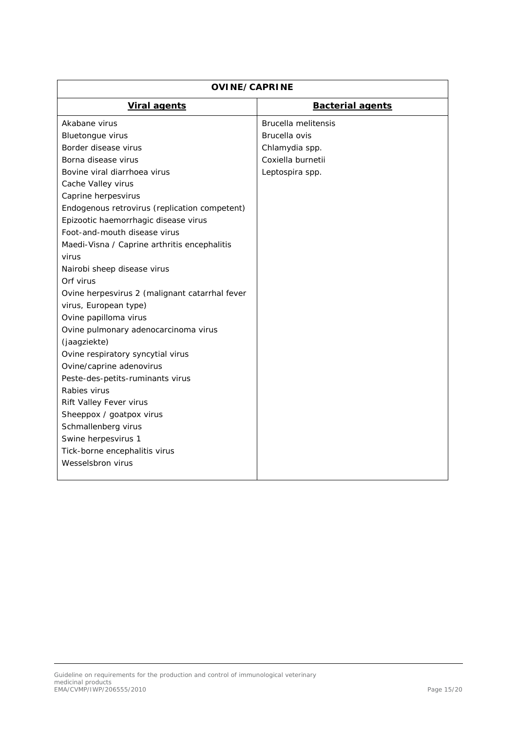| OVINE/CAPRINE | |
|---|---|
| **Viral agents** | **Bacterial agents** |
| Akabane virus | Brucella melitensis |
| Bluetongue virus | Brucella ovis |
| Border disease virus | Chlamydia spp. |
| Borna disease virus | Coxiella burnetii |
| Bovine viral diarrhoea virus | Leptospira spp. |
| Cache Valley virus | |
| Caprine herpesvirus | |
| Endogenous retrovirus (replication competent) | |
| Epizootic haemorrhagic disease virus | |
| Foot-and-mouth disease virus | |
| Maedi-Visna / Caprine arthritis encephalitis virus | |
| Nairobi sheep disease virus | |
| Orf virus | |
| Ovine herpesvirus 2 (malignant catarrhal fever virus, European type) | |
| Ovine papilloma virus | |
| Ovine pulmonary adenocarcinoma virus (jaagziekte) | |
| Ovine respiratory syncytial virus | |
| Ovine/caprine adenovirus | |
| Peste-des-petits-ruminants virus | |
| Rabies virus | |
| Rift Valley Fever virus | |
| Sheeppox / goatpox virus | |
| Schmallenberg virus | |
| Swine herpesvirus 1 | |
| Tick-borne encephalitis virus | |
| Wesselsbron virus | |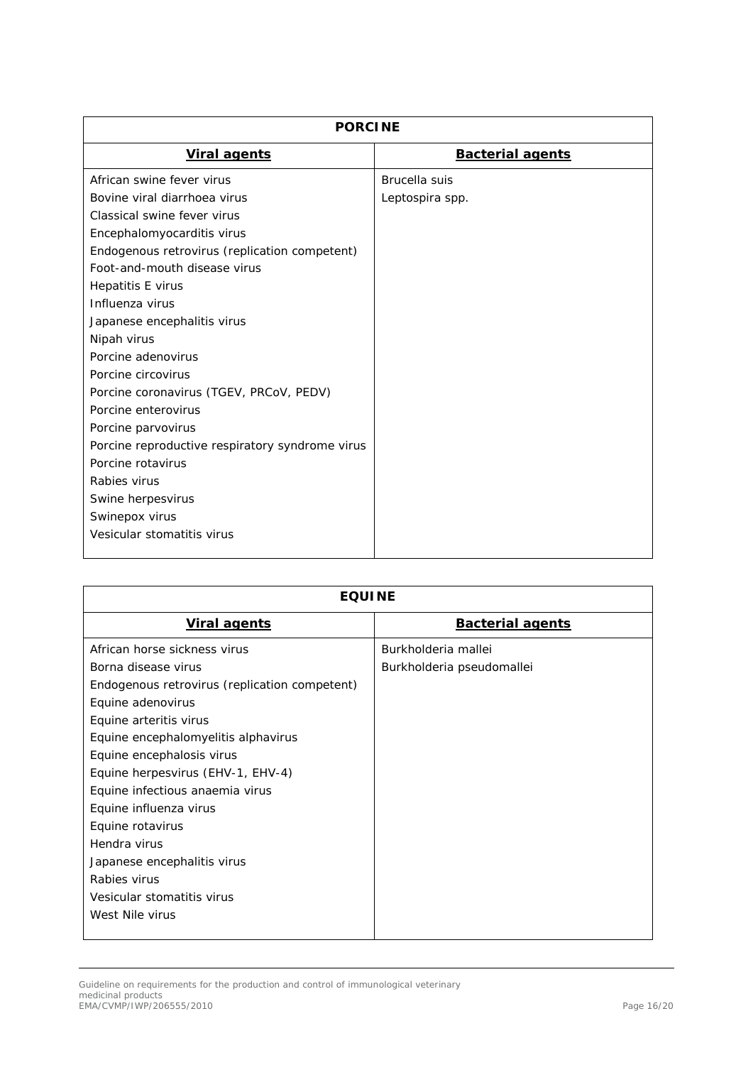| PORCINE | |
|---|---|
| **Viral agents** | **Bacterial agents** |
| African swine fever virus<br>Bovine viral diarrhoea virus<br>Classical swine fever virus<br>Encephalomyocarditis virus<br>Endogenous retrovirus (replication competent)<br>Foot-and-mouth disease virus<br>Hepatitis E virus<br>Influenza virus<br>Japanese encephalitis virus<br>Nipah virus<br>Porcine adenovirus<br>Porcine circovirus<br>Porcine coronavirus (TGEV, PRCoV, PEDV)<br>Porcine enterovirus<br>Porcine parvovirus<br>Porcine reproductive respiratory syndrome virus<br>Porcine rotavirus<br>Rabies virus<br>Swine herpesvirus<br>Swinepox virus<br>Vesicular stomatitis virus | Brucella suis<br>Leptospira spp. |

| EQUINE | |
|---|---|
| **Viral agents** | **Bacterial agents** |
| African horse sickness virus<br>Borna disease virus<br>Endogenous retrovirus (replication competent)<br>Equine adenovirus<br>Equine arteritis virus<br>Equine encephalomyelitis alphavirus<br>Equine encephalosis virus<br>Equine herpesvirus (EHV-1, EHV-4)<br>Equine infectious anaemia virus<br>Equine influenza virus<br>Equine rotavirus<br>Hendra virus<br>Japanese encephalitis virus<br>Rabies virus<br>Vesicular stomatitis virus<br>West Nile virus | Burkholderia mallei<br>Burkholderia pseudomallei |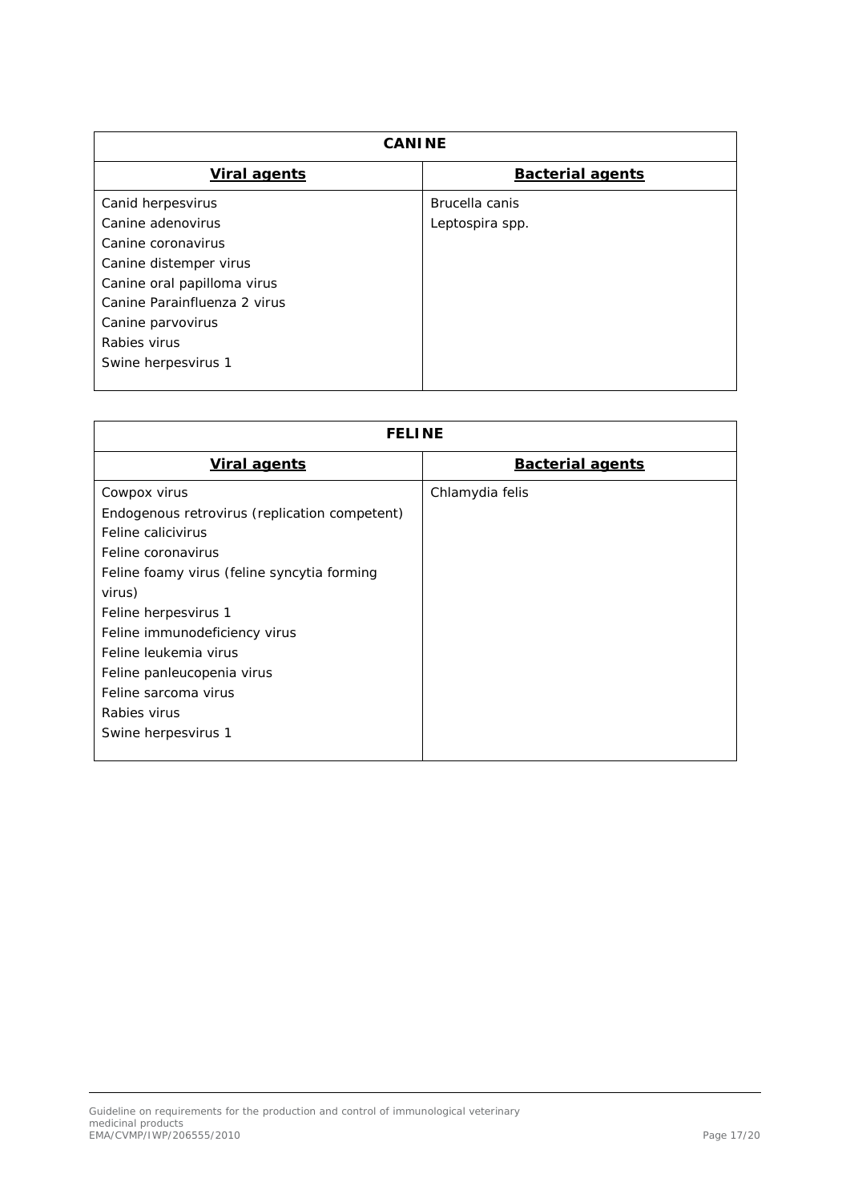| **CANINE** | |
|---|---|
| **Viral agents** | **Bacterial agents** |
| Canid herpesvirus<br>Canine adenovirus<br>Canine coronavirus<br>Canine distemper virus<br>Canine oral papilloma virus<br>Canine Parainfluenza 2 virus<br>Canine parvovirus<br>Rabies virus<br>Swine herpesvirus 1 | Brucella canis<br>Leptospira spp. |

| **FELINE** | |
|---|---|
| **Viral agents** | **Bacterial agents** |
| Cowpox virus<br>Endogenous retrovirus (replication competent)<br>Feline calicivirus<br>Feline coronavirus<br>Feline foamy virus (feline syncytia forming virus)<br>Feline herpesvirus 1<br>Feline immunodeficiency virus<br>Feline leukemia virus<br>Feline panleucopenia virus<br>Feline sarcoma virus<br>Rabies virus<br>Swine herpesvirus 1 | Chlamydia felis |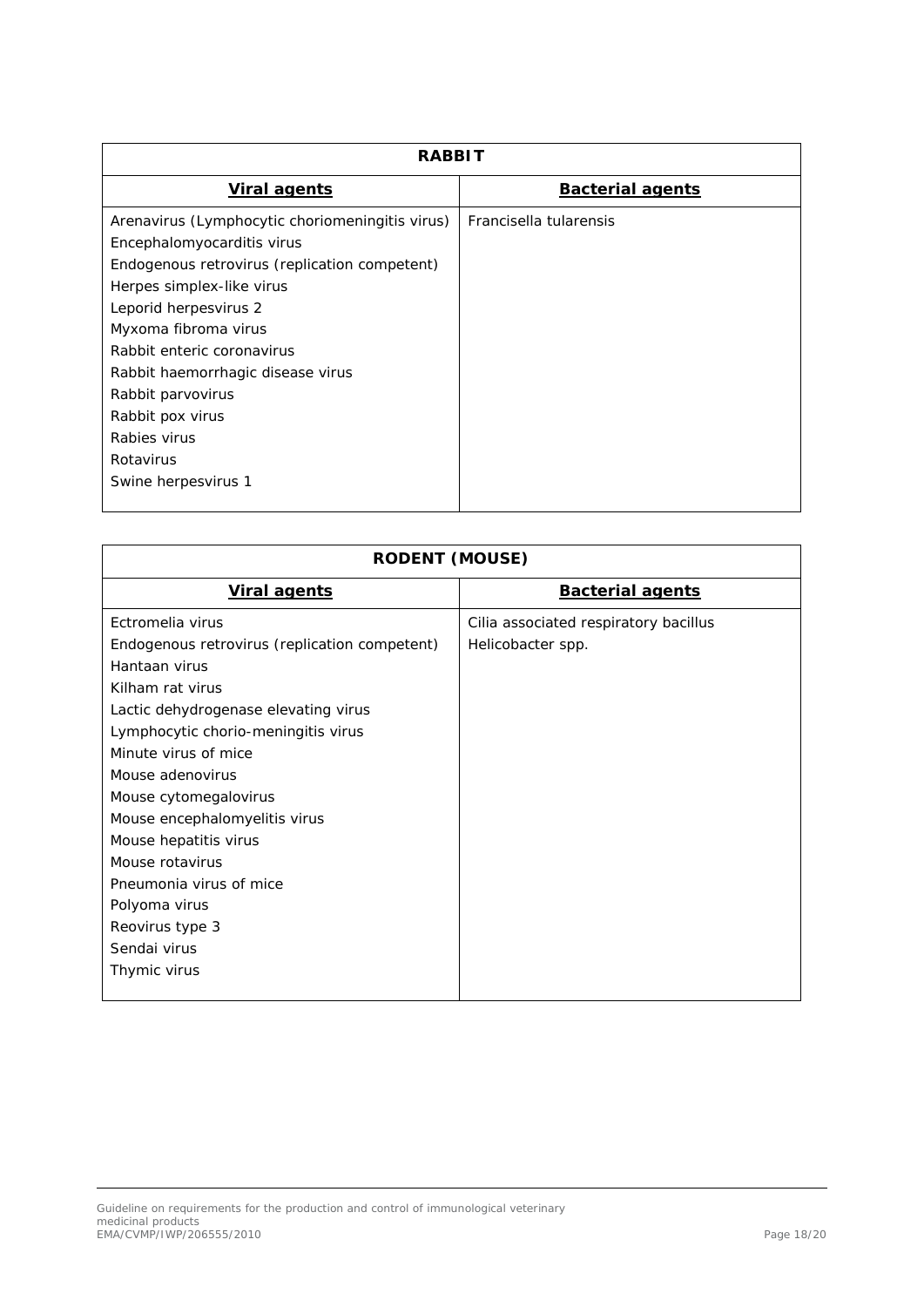| RABBIT | |
|---|---|
| **Viral agents** | **Bacterial agents** |
| Arenavirus (Lymphocytic choriomeningitis virus)<br>Encephalomyocarditis virus<br>Endogenous retrovirus (replication competent)<br>Herpes simplex-like virus<br>Leporid herpesvirus 2<br>Myxoma fibroma virus<br>Rabbit enteric coronavirus<br>Rabbit haemorrhagic disease virus<br>Rabbit parvovirus<br>Rabbit pox virus<br>Rabies virus<br>Rotavirus<br>Swine herpesvirus 1 | Francisella tularensis |

| RODENT (MOUSE) | |
|---|---|
| **Viral agents** | **Bacterial agents** |
| Ectromelia virus<br>Endogenous retrovirus (replication competent)<br>Hantaan virus<br>Kilham rat virus<br>Lactic dehydrogenase elevating virus<br>Lymphocytic chorio-meningitis virus<br>Minute virus of mice<br>Mouse adenovirus<br>Mouse cytomegalovirus<br>Mouse encephalomyelitis virus<br>Mouse hepatitis virus<br>Mouse rotavirus<br>Pneumonia virus of mice<br>Polyoma virus<br>Reovirus type 3<br>Sendai virus<br>Thymic virus | Cilia associated respiratory bacillus<br>Helicobacter spp. |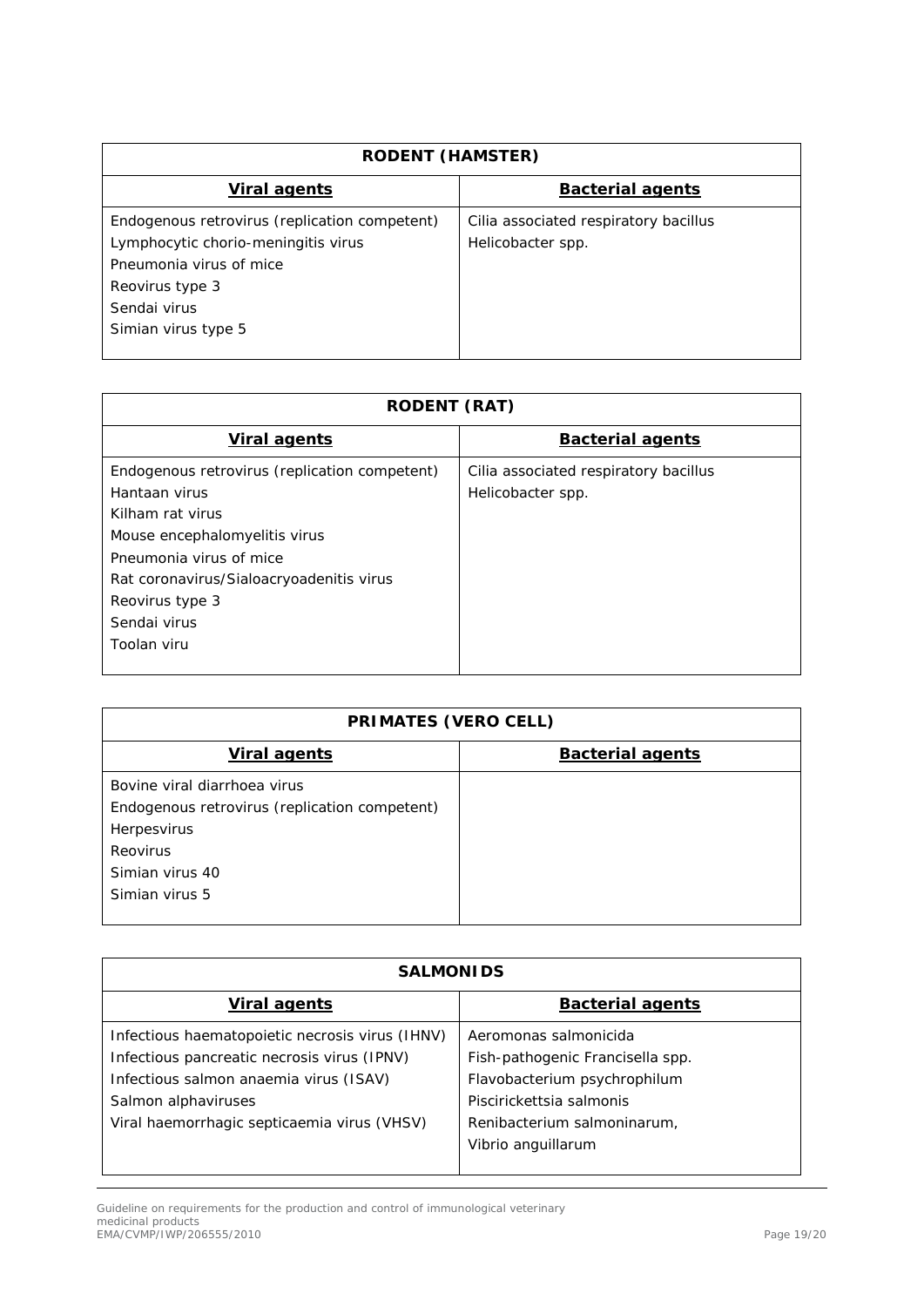| RODENT (HAMSTER) | |
|---|---|
| **Viral agents** | **Bacterial agents** |
| Endogenous retrovirus (replication competent)<br>Lymphocytic chorio-meningitis virus<br>Pneumonia virus of mice<br>Reovirus type 3<br>Sendai virus<br>Simian virus type 5 | Cilia associated respiratory bacillus<br>Helicobacter spp. |

| RODENT (RAT) | |
|---|---|
| **Viral agents** | **Bacterial agents** |
| Endogenous retrovirus (replication competent)<br>Hantaan virus<br>Kilham rat virus<br>Mouse encephalomyelitis virus<br>Pneumonia virus of mice<br>Rat coronavirus/Sialoacryoadenitis virus<br>Reovirus type 3<br>Sendai virus<br>Toolan viru | Cilia associated respiratory bacillus<br>Helicobacter spp. |

| PRIMATES (VERO CELL) | |
|---|---|
| **Viral agents** | **Bacterial agents** |
| Bovine viral diarrhoea virus<br>Endogenous retrovirus (replication competent)<br>Herpesvirus<br>Reovirus<br>Simian virus 40<br>Simian virus 5 | |

| SALMONIDS | |
|---|---|
| **Viral agents** | **Bacterial agents** |
| Infectious haematopoietic necrosis virus (IHNV)<br>Infectious pancreatic necrosis virus (IPNV)<br>Infectious salmon anaemia virus (ISAV)<br>Salmon alphaviruses<br>Viral haemorrhagic septicaemia virus (VHSV) | Aeromonas salmonicida<br>Fish-pathogenic Francisella spp.<br>Flavobacterium psychrophilum<br>Piscirickettsia salmonis<br>Renibacterium salmoninarum,<br>Vibrio anguillarum |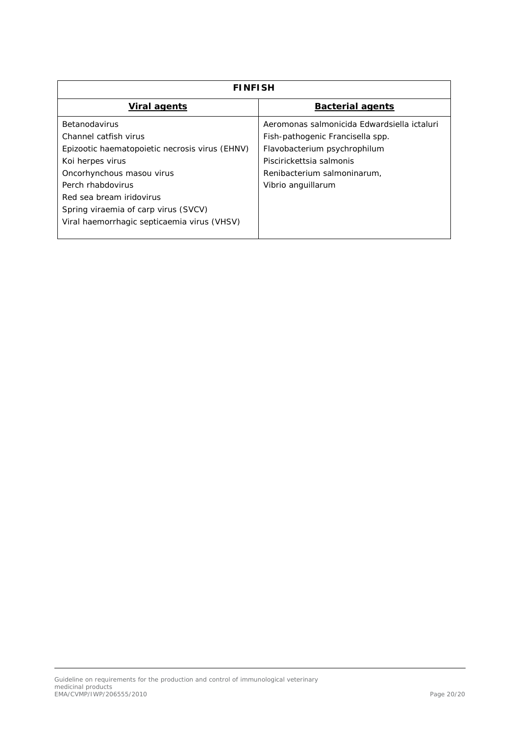| FINFISH | |
|---|---|
| **Viral agents** | **Bacterial agents** |
| Betanodavirus<br>Channel catfish virus<br>Epizootic haematopoietic necrosis virus (EHNV)<br>Koi herpes virus<br>Oncorhynchous masou virus<br>Perch rhabdovirus<br>Red sea bream iridovirus<br>Spring viraemia of carp virus (SVCV)<br>Viral haemorrhagic septicaemia virus (VHSV) | Aeromonas salmonicida Edwardsiella ictaluri<br>Fish-pathogenic Francisella spp.<br>Flavobacterium psychrophilum<br>Piscirickettsia salmonis<br>Renibacterium salmoninarum,<br>Vibrio anguillarum |